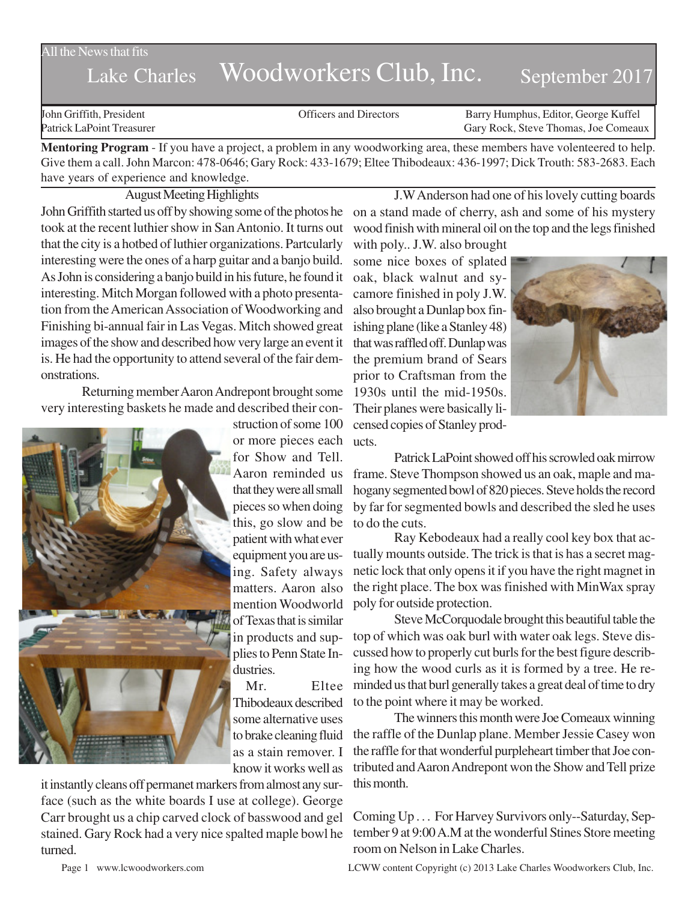All the News that fits

# Lake Charles Woodworkers Club, Inc. September 2017

John Griffith, President
Patrick LaPoint Treasurer

Officers and Directors

Barry Humphus, Editor, George Kuffel
Gary Rock, Steve Thomas, Joe Comeaux

**Mentoring Program** - If you have a project, a problem in any woodworking area, these members have volenteered to help. Give them a call. John Marcon: 478-0646; Gary Rock: 433-1679; Eltee Thibodeaux: 436-1997; Dick Trouth: 583-2683. Each have years of experience and knowledge.

## August Meeting Highlights

John Griffith started us off by showing some of the photos he took at the recent luthier show in San Antonio. It turns out that the city is a hotbed of luthier organizations. Partcularly interesting were the ones of a harp guitar and a banjo build. As John is considering a banjo build in his future, he found it interesting. Mitch Morgan followed with a photo presentation from the American Association of Woodworking and Finishing bi-annual fair in Las Vegas. Mitch showed great images of the show and described how very large an event it is. He had the opportunity to attend several of the fair demonstrations.

Returning member Aaron Andrepont brought some very interesting baskets he made and described their construction of some 100 or more pieces each for Show and Tell. Aaron reminded us that they were all small pieces so when doing this, go slow and be patient with what ever equipment you are using. Safety always matters. Aaron also mention Woodworld of Texas that is similar in products and supplies to Penn State Industries.

Mr. Eltee Thibodeaux described some alternative uses to brake cleaning fluid as a stain remover. I know it works well as it instantly cleans off permanet markers from almost any surface (such as the white boards I use at college). George Carr brought us a chip carved clock of basswood and gel stained. Gary Rock had a very nice spalted maple bowl he turned.

J.W Anderson had one of his lovely cutting boards on a stand made of cherry, ash and some of his mystery wood finish with mineral oil on the top and the legs finished with poly.. J.W. also brought some nice boxes of splated oak, black walnut and sycamore finished in poly J.W. also brought a Dunlap box finishing plane (like a Stanley 48) that was raffled off. Dunlap was the premium brand of Sears prior to Craftsman from the 1930s until the mid-1950s. Their planes were basically licensed copies of Stanley products.

Patrick LaPoint showed off his scrowled oak mirrow frame. Steve Thompson showed us an oak, maple and mahogany segmented bowl of 820 pieces. Steve holds the record by far for segmented bowls and described the sled he uses to do the cuts.

Ray Kebodeaux had a really cool key box that actually mounts outside. The trick is that is has a secret magnetic lock that only opens it if you have the right magnet in the right place. The box was finished with MinWax spray poly for outside protection.

Steve McCorquodale brought this beautiful table the top of which was oak burl with water oak legs. Steve discussed how to properly cut burls for the best figure describing how the wood curls as it is formed by a tree. He reminded us that burl generally takes a great deal of time to dry to the point where it may be worked.

The winners this month were Joe Comeaux winning the raffle of the Dunlap plane. Member Jessie Casey won the raffle for that wonderful purpleheart timber that Joe contributed and Aaron Andrepont won the Show and Tell prize this month.

Coming Up . . . For Harvey Survivors only--Saturday, September 9 at 9:00 A.M at the wonderful Stines Store meeting room on Nelson in Lake Charles.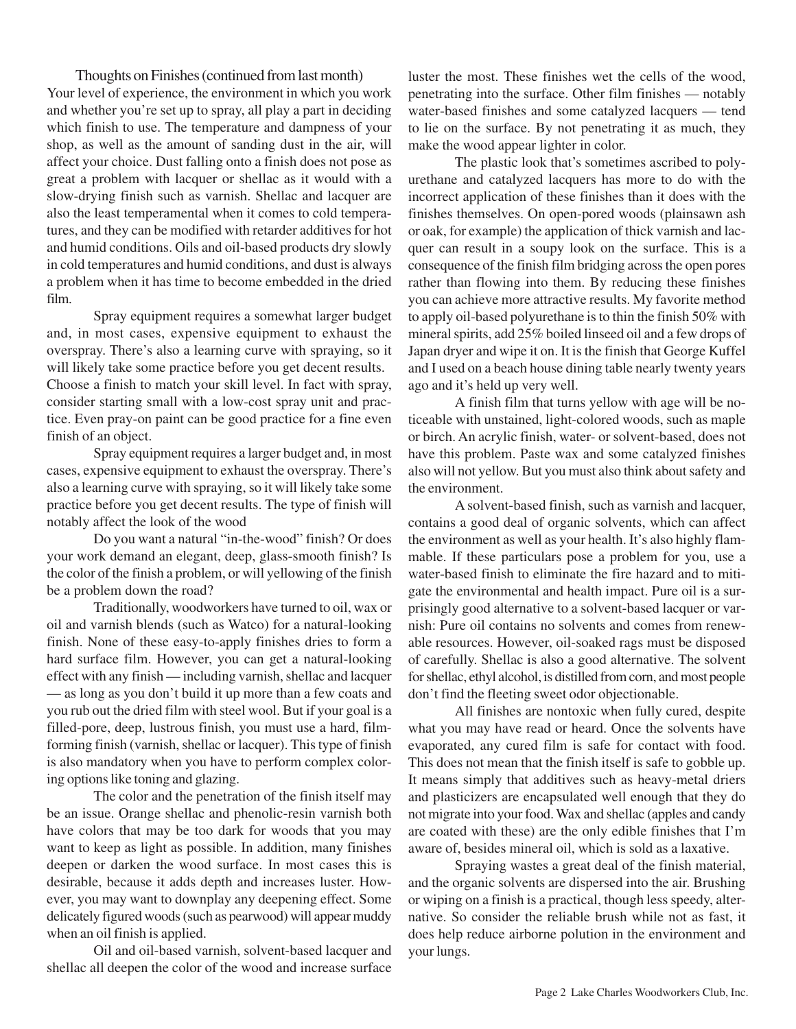Thoughts on Finishes (continued from last month)

Your level of experience, the environment in which you work and whether you're set up to spray, all play a part in deciding which finish to use. The temperature and dampness of your shop, as well as the amount of sanding dust in the air, will affect your choice. Dust falling onto a finish does not pose as great a problem with lacquer or shellac as it would with a slow-drying finish such as varnish. Shellac and lacquer are also the least temperamental when it comes to cold temperatures, and they can be modified with retarder additives for hot and humid conditions. Oils and oil-based products dry slowly in cold temperatures and humid conditions, and dust is always a problem when it has time to become embedded in the dried film.

Spray equipment requires a somewhat larger budget and, in most cases, expensive equipment to exhaust the overspray. There's also a learning curve with spraying, so it will likely take some practice before you get decent results. Choose a finish to match your skill level. In fact with spray, consider starting small with a low-cost spray unit and practice. Even pray-on paint can be good practice for a fine even finish of an object.

Spray equipment requires a larger budget and, in most cases, expensive equipment to exhaust the overspray. There's also a learning curve with spraying, so it will likely take some practice before you get decent results. The type of finish will notably affect the look of the wood

Do you want a natural "in-the-wood" finish? Or does your work demand an elegant, deep, glass-smooth finish? Is the color of the finish a problem, or will yellowing of the finish be a problem down the road?

Traditionally, woodworkers have turned to oil, wax or oil and varnish blends (such as Watco) for a natural-looking finish. None of these easy-to-apply finishes dries to form a hard surface film. However, you can get a natural-looking effect with any finish — including varnish, shellac and lacquer — as long as you don't build it up more than a few coats and you rub out the dried film with steel wool. But if your goal is a filled-pore, deep, lustrous finish, you must use a hard, film-forming finish (varnish, shellac or lacquer). This type of finish is also mandatory when you have to perform complex coloring options like toning and glazing.

The color and the penetration of the finish itself may be an issue. Orange shellac and phenolic-resin varnish both have colors that may be too dark for woods that you may want to keep as light as possible. In addition, many finishes deepen or darken the wood surface. In most cases this is desirable, because it adds depth and increases luster. However, you may want to downplay any deepening effect. Some delicately figured woods (such as pearwood) will appear muddy when an oil finish is applied.

Oil and oil-based varnish, solvent-based lacquer and shellac all deepen the color of the wood and increase surface luster the most. These finishes wet the cells of the wood, penetrating into the surface. Other film finishes — notably water-based finishes and some catalyzed lacquers — tend to lie on the surface. By not penetrating it as much, they make the wood appear lighter in color.

The plastic look that's sometimes ascribed to polyurethane and catalyzed lacquers has more to do with the incorrect application of these finishes than it does with the finishes themselves. On open-pored woods (plainsawn ash or oak, for example) the application of thick varnish and lacquer can result in a soupy look on the surface. This is a consequence of the finish film bridging across the open pores rather than flowing into them. By reducing these finishes you can achieve more attractive results. My favorite method to apply oil-based polyurethane is to thin the finish 50% with mineral spirits, add 25% boiled linseed oil and a few drops of Japan dryer and wipe it on. It is the finish that George Kuffel and I used on a beach house dining table nearly twenty years ago and it's held up very well.

A finish film that turns yellow with age will be noticeable with unstained, light-colored woods, such as maple or birch. An acrylic finish, water- or solvent-based, does not have this problem. Paste wax and some catalyzed finishes also will not yellow. But you must also think about safety and the environment.

A solvent-based finish, such as varnish and lacquer, contains a good deal of organic solvents, which can affect the environment as well as your health. It's also highly flammable. If these particulars pose a problem for you, use a water-based finish to eliminate the fire hazard and to mitigate the environmental and health impact. Pure oil is a surprisingly good alternative to a solvent-based lacquer or varnish: Pure oil contains no solvents and comes from renewable resources. However, oil-soaked rags must be disposed of carefully. Shellac is also a good alternative. The solvent for shellac, ethyl alcohol, is distilled from corn, and most people don't find the fleeting sweet odor objectionable.

All finishes are nontoxic when fully cured, despite what you may have read or heard. Once the solvents have evaporated, any cured film is safe for contact with food. This does not mean that the finish itself is safe to gobble up. It means simply that additives such as heavy-metal driers and plasticizers are encapsulated well enough that they do not migrate into your food. Wax and shellac (apples and candy are coated with these) are the only edible finishes that I'm aware of, besides mineral oil, which is sold as a laxative.

Spraying wastes a great deal of the finish material, and the organic solvents are dispersed into the air. Brushing or wiping on a finish is a practical, though less speedy, alternative. So consider the reliable brush while not as fast, it does help reduce airborne polution in the environment and your lungs.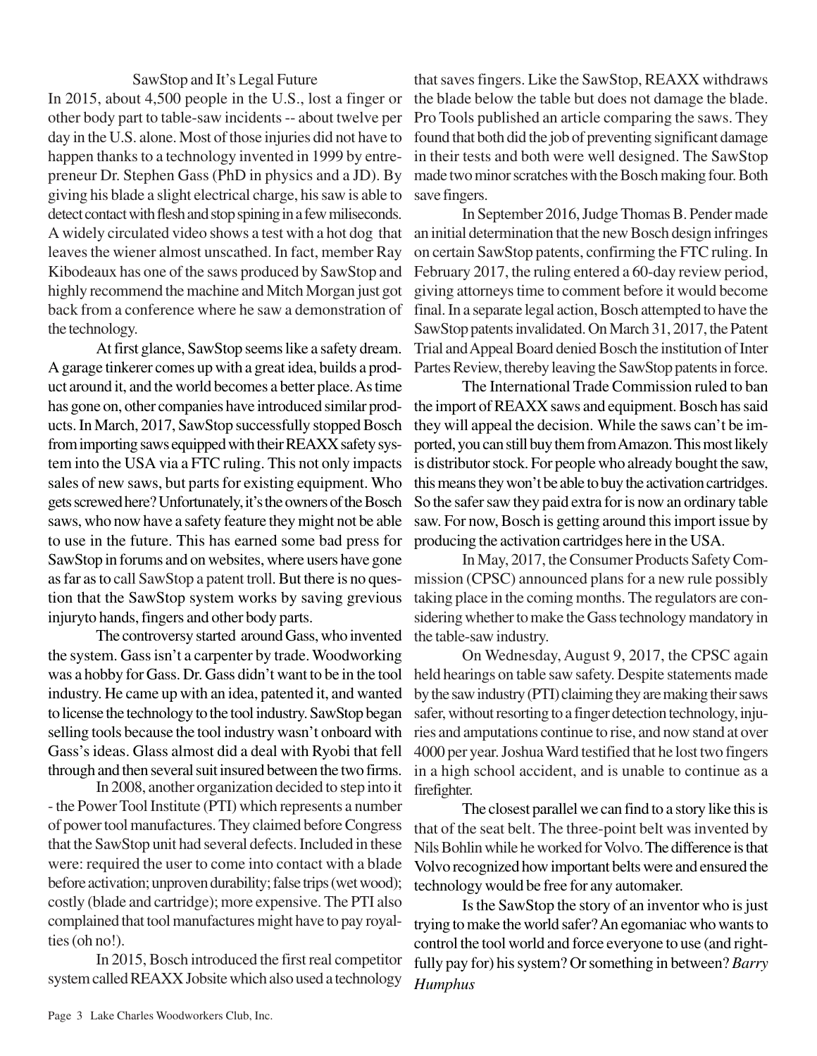## SawStop and It's Legal Future

In 2015, about 4,500 people in the U.S., lost a finger or other body part to table-saw incidents -- about twelve per day in the U.S. alone. Most of those injuries did not have to happen thanks to a technology invented in 1999 by entrepreneur Dr. Stephen Gass (PhD in physics and a JD). By giving his blade a slight electrical charge, his saw is able to detect contact with flesh and stop spining in a few miliseconds. A widely circulated video shows a test with a hot dog that leaves the wiener almost unscathed. In fact, member Ray Kibodeaux has one of the saws produced by SawStop and highly recommend the machine and Mitch Morgan just got back from a conference where he saw a demonstration of the technology.

At first glance, SawStop seems like a safety dream. A garage tinkerer comes up with a great idea, builds a product around it, and the world becomes a better place. As time has gone on, other companies have introduced similar products. In March, 2017, SawStop successfully stopped Bosch from importing saws equipped with their REAXX safety system into the USA via a FTC ruling. This not only impacts sales of new saws, but parts for existing equipment. Who gets screwed here? Unfortunately, it's the owners of the Bosch saws, who now have a safety feature they might not be able to use in the future. This has earned some bad press for SawStop in forums and on websites, where users have gone as far as to call SawStop a patent troll. But there is no question that the SawStop system works by saving grevious injuryto hands, fingers and other body parts.

The controversy started around Gass, who invented the system. Gass isn't a carpenter by trade. Woodworking was a hobby for Gass. Dr. Gass didn't want to be in the tool industry. He came up with an idea, patented it, and wanted to license the technology to the tool industry. SawStop began selling tools because the tool industry wasn't onboard with Gass's ideas. Glass almost did a deal with Ryobi that fell through and then several suit insured between the two firms.

In 2008, another organization decided to step into it - the Power Tool Institute (PTI) which represents a number of power tool manufactures. They claimed before Congress that the SawStop unit had several defects. Included in these were: required the user to come into contact with a blade before activation; unproven durability; false trips (wet wood); costly (blade and cartridge); more expensive. The PTI also complained that tool manufactures might have to pay royalties (oh no!).

In 2015, Bosch introduced the first real competitor system called REAXX Jobsite which also used a technology that saves fingers. Like the SawStop, REAXX withdraws the blade below the table but does not damage the blade. Pro Tools published an article comparing the saws. They found that both did the job of preventing significant damage in their tests and both were well designed. The SawStop made two minor scratches with the Bosch making four. Both save fingers.

In September 2016, Judge Thomas B. Pender made an initial determination that the new Bosch design infringes on certain SawStop patents, confirming the FTC ruling. In February 2017, the ruling entered a 60-day review period, giving attorneys time to comment before it would become final. In a separate legal action, Bosch attempted to have the SawStop patents invalidated. On March 31, 2017, the Patent Trial and Appeal Board denied Bosch the institution of Inter Partes Review, thereby leaving the SawStop patents in force.

The International Trade Commission ruled to ban the import of REAXX saws and equipment. Bosch has said they will appeal the decision. While the saws can't be imported, you can still buy them from Amazon. This most likely is distributor stock. For people who already bought the saw, this means they won't be able to buy the activation cartridges. So the safer saw they paid extra for is now an ordinary table saw. For now, Bosch is getting around this import issue by producing the activation cartridges here in the USA.

In May, 2017, the Consumer Products Safety Commission (CPSC) announced plans for a new rule possibly taking place in the coming months. The regulators are considering whether to make the Gass technology mandatory in the table-saw industry.

On Wednesday, August 9, 2017, the CPSC again held hearings on table saw safety. Despite statements made by the saw industry (PTI) claiming they are making their saws safer, without resorting to a finger detection technology, injuries and amputations continue to rise, and now stand at over 4000 per year. Joshua Ward testified that he lost two fingers in a high school accident, and is unable to continue as a firefighter.

The closest parallel we can find to a story like this is that of the seat belt. The three-point belt was invented by Nils Bohlin while he worked for Volvo. The difference is that Volvo recognized how important belts were and ensured the technology would be free for any automaker.

Is the SawStop the story of an inventor who is just trying to make the world safer? An egomaniac who wants to control the tool world and force everyone to use (and rightfully pay for) his system? Or something in between? *Barry Humphus*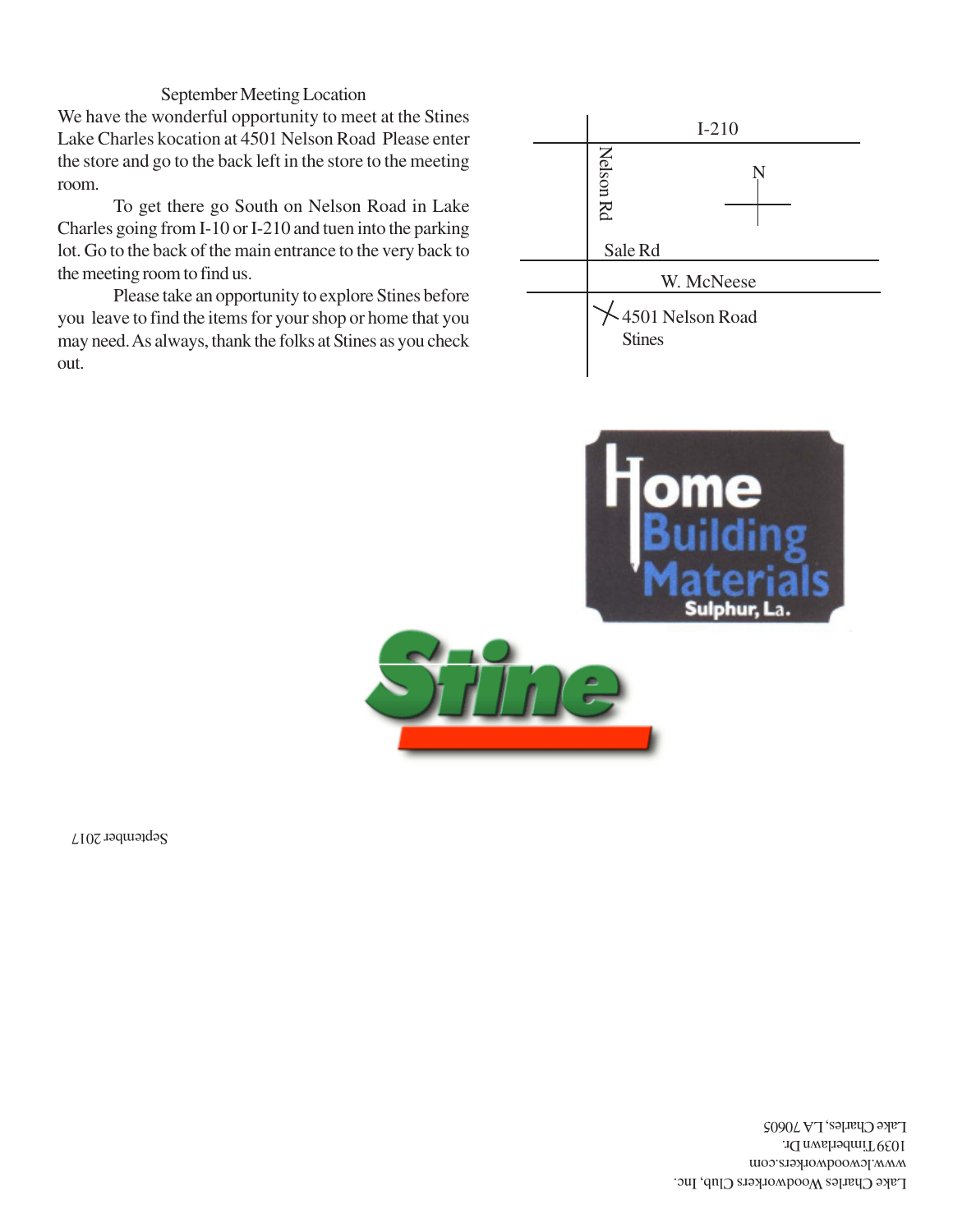## September Meeting Location

We have the wonderful opportunity to meet at the Stines Lake Charles kocation at 4501 Nelson Road Please enter the store and go to the back left in the store to the meeting room.

To get there go South on Nelson Road in Lake Charles going from I-10 or I-210 and tuen into the parking lot. Go to the back of the main entrance to the very back to the meeting room to find us.

Please take an opportunity to explore Stines before you leave to find the items for your shop or home that you may need. As always, thank the folks at Stines as you check out.

I-210

Nelson Rd

N

Sale Rd

W. McNeese

4501 Nelson Road
Stines

Home Building Materials
Sulphur, La.

Stine

September 2017

Lake Charles Woodworkers Club, Inc.
www.lcwoodworkers.com
1039 Timberlawn Dr.
Lake Charles, LA 70605